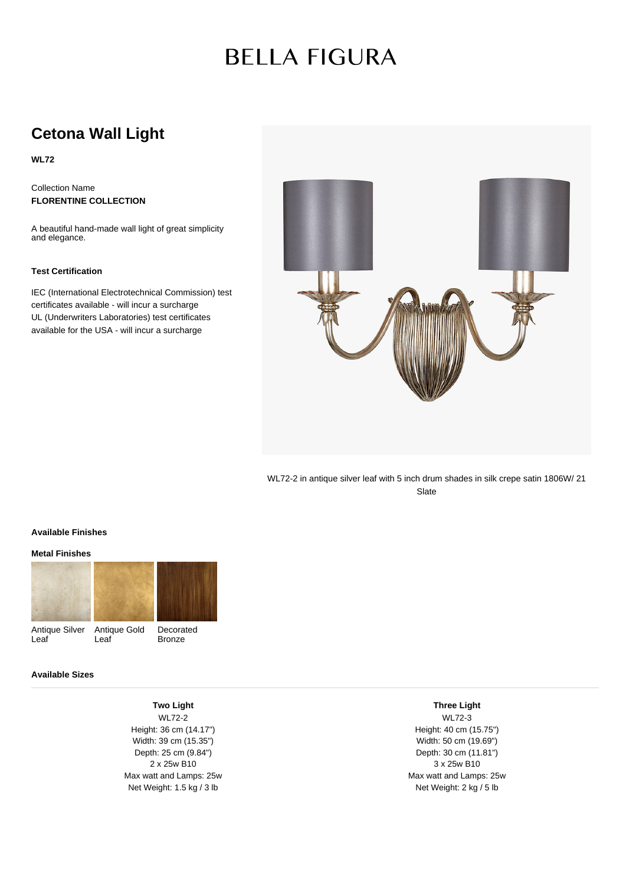# BELLA FIGURA

## Cetona Wall Light

**WL72**

Collection Name
**FLORENTINE COLLECTION**

A beautiful hand-made wall light of great simplicity and elegance.

### Test Certification

IEC (International Electrotechnical Commission) test certificates available - will incur a surcharge
UL (Underwriters Laboratories) test certificates available for the USA - will incur a surcharge

WL72-2 in antique silver leaf with 5 inch drum shades in silk crepe satin 1806W/ 21 Slate

### Available Finishes

#### Metal Finishes

Antique Silver Leaf
Antique Gold Leaf
Decorated Bronze

### Available Sizes

| Two Light | Three Light |
|---|---|
| WL72-2 | WL72-3 |
| Height: 36 cm (14.17") | Height: 40 cm (15.75") |
| Width: 39 cm (15.35") | Width: 50 cm (19.69") |
| Depth: 25 cm (9.84") | Depth: 30 cm (11.81") |
| 2 x 25w B10 | 3 x 25w B10 |
| Max watt and Lamps: 25w | Max watt and Lamps: 25w |
| Net Weight: 1.5 kg / 3 lb | Net Weight: 2 kg / 5 lb |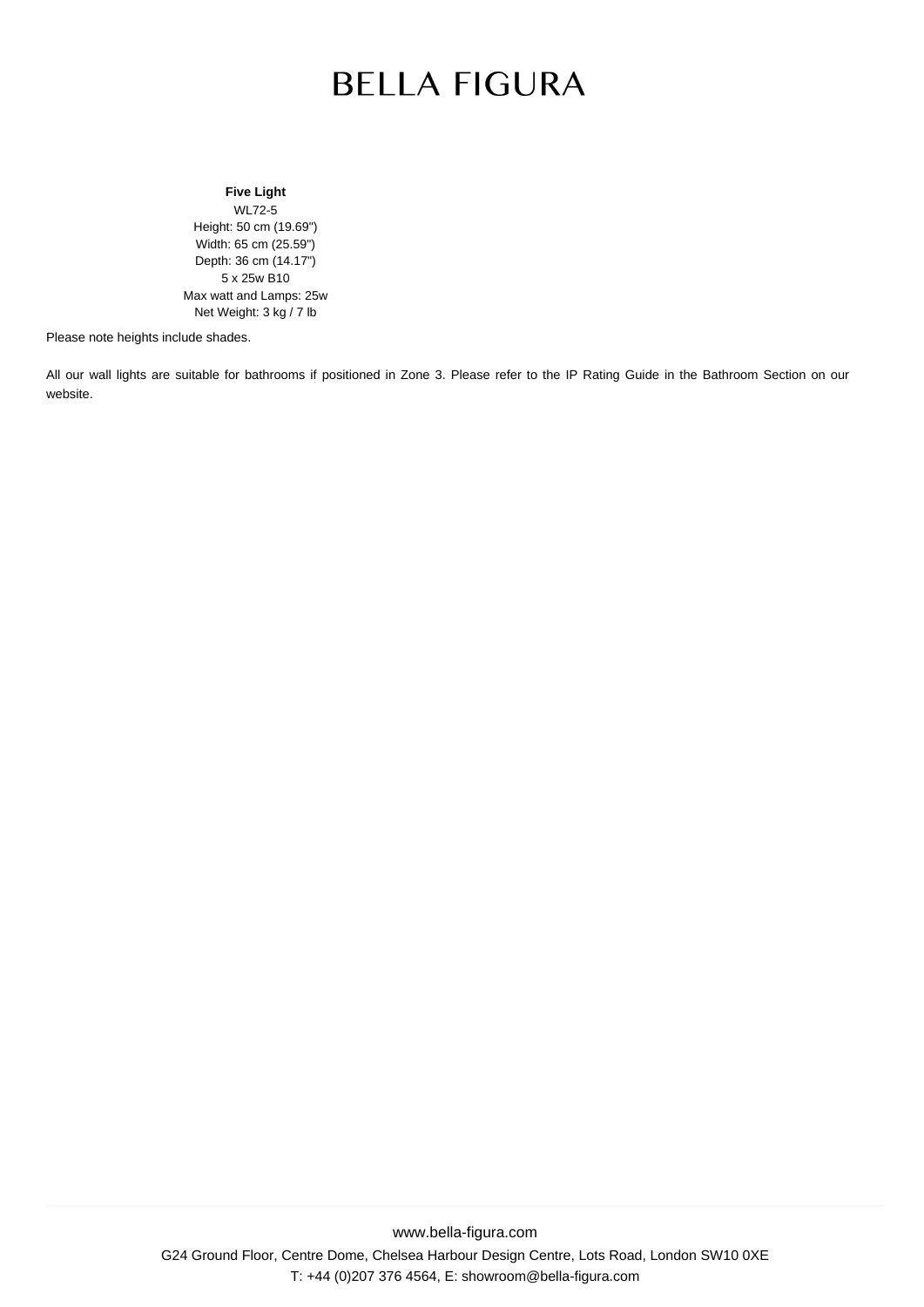# BELLA FIGURA

**Five Light**

WL72-5
Height: 50 cm (19.69")
Width: 65 cm (25.59")
Depth: 36 cm (14.17")
5 x 25w B10
Max watt and Lamps: 25w
Net Weight: 3 kg / 7 lb

Please note heights include shades.

All our wall lights are suitable for bathrooms if positioned in Zone 3. Please refer to the IP Rating Guide in the Bathroom Section on our website.

www.bella-figura.com
G24 Ground Floor, Centre Dome, Chelsea Harbour Design Centre, Lots Road, London SW10 0XE
T: +44 (0)207 376 4564, E: showroom@bella-figura.com